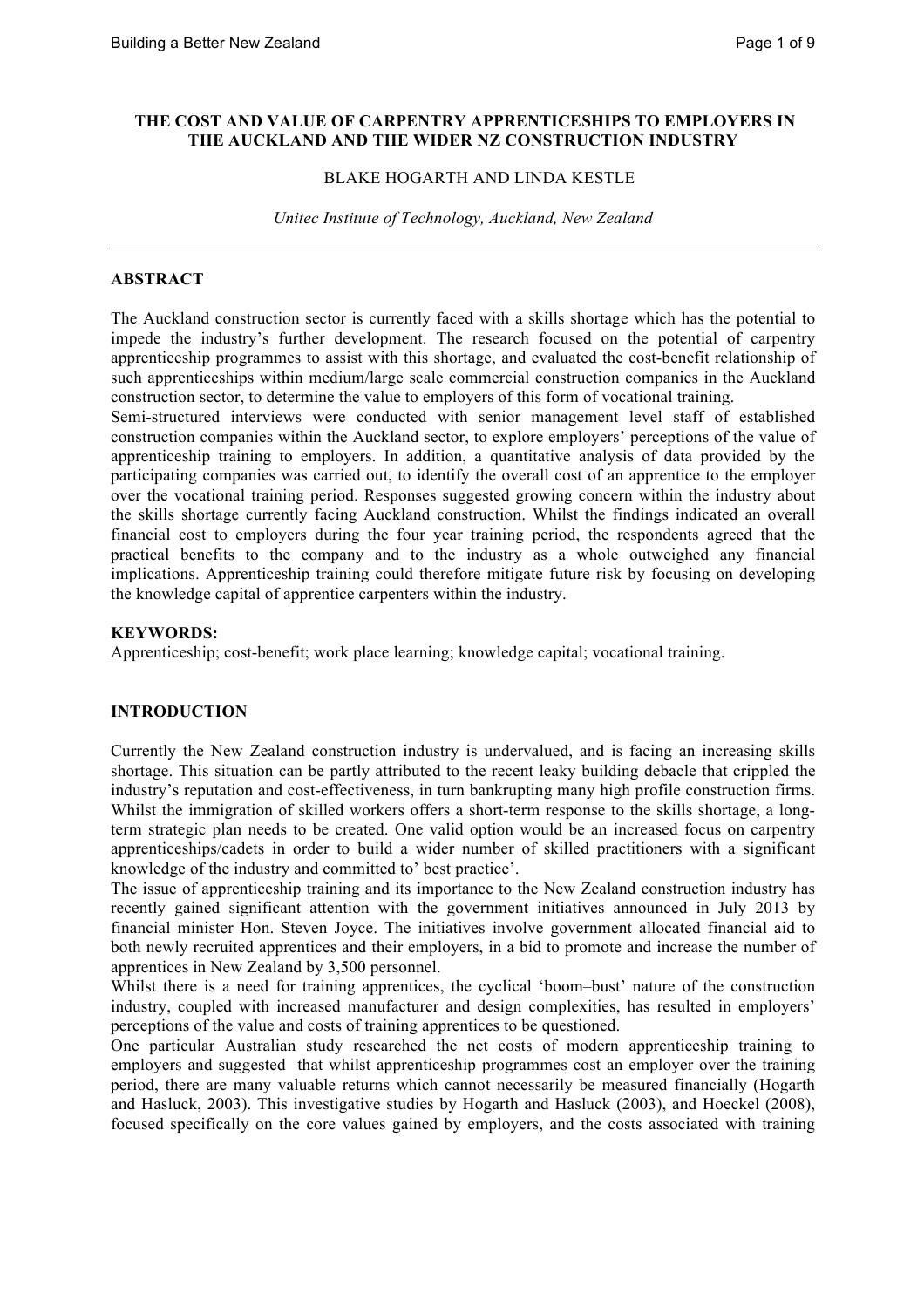# THE COST AND VALUE OF CARPENTRY APPRENTICESHIPS TO EMPLOYERS IN THE AUCKLAND AND THE WIDER NZ CONSTRUCTION INDUSTRY

BLAKE HOGARTH AND LINDA KESTLE

*Unitec Institute of Technology, Auckland, New Zealand*

---

## ABSTRACT

The Auckland construction sector is currently faced with a skills shortage which has the potential to impede the industry's further development. The research focused on the potential of carpentry apprenticeship programmes to assist with this shortage, and evaluated the cost-benefit relationship of such apprenticeships within medium/large scale commercial construction companies in the Auckland construction sector, to determine the value to employers of this form of vocational training.

Semi-structured interviews were conducted with senior management level staff of established construction companies within the Auckland sector, to explore employers' perceptions of the value of apprenticeship training to employers. In addition, a quantitative analysis of data provided by the participating companies was carried out, to identify the overall cost of an apprentice to the employer over the vocational training period. Responses suggested growing concern within the industry about the skills shortage currently facing Auckland construction. Whilst the findings indicated an overall financial cost to employers during the four year training period, the respondents agreed that the practical benefits to the company and to the industry as a whole outweighed any financial implications. Apprenticeship training could therefore mitigate future risk by focusing on developing the knowledge capital of apprentice carpenters within the industry.

**KEYWORDS:**
Apprenticeship; cost-benefit; work place learning; knowledge capital; vocational training.

## INTRODUCTION

Currently the New Zealand construction industry is undervalued, and is facing an increasing skills shortage. This situation can be partly attributed to the recent leaky building debacle that crippled the industry's reputation and cost-effectiveness, in turn bankrupting many high profile construction firms. Whilst the immigration of skilled workers offers a short-term response to the skills shortage, a long-term strategic plan needs to be created. One valid option would be an increased focus on carpentry apprenticeships/cadets in order to build a wider number of skilled practitioners with a significant knowledge of the industry and committed to' best practice'.

The issue of apprenticeship training and its importance to the New Zealand construction industry has recently gained significant attention with the government initiatives announced in July 2013 by financial minister Hon. Steven Joyce. The initiatives involve government allocated financial aid to both newly recruited apprentices and their employers, in a bid to promote and increase the number of apprentices in New Zealand by 3,500 personnel.

Whilst there is a need for training apprentices, the cyclical 'boom–bust' nature of the construction industry, coupled with increased manufacturer and design complexities, has resulted in employers' perceptions of the value and costs of training apprentices to be questioned.

One particular Australian study researched the net costs of modern apprenticeship training to employers and suggested that whilst apprenticeship programmes cost an employer over the training period, there are many valuable returns which cannot necessarily be measured financially (Hogarth and Hasluck, 2003). This investigative studies by Hogarth and Hasluck (2003), and Hoeckel (2008), focused specifically on the core values gained by employers, and the costs associated with training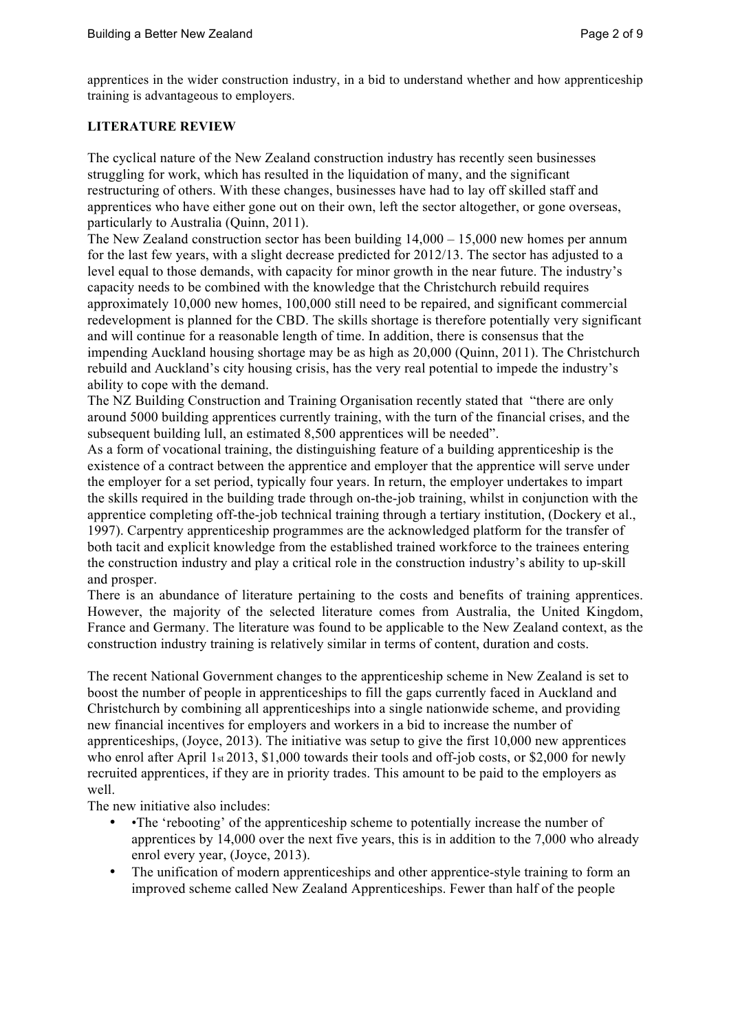apprentices in the wider construction industry, in a bid to understand whether and how apprenticeship training is advantageous to employers.

**LITERATURE REVIEW**

The cyclical nature of the New Zealand construction industry has recently seen businesses struggling for work, which has resulted in the liquidation of many, and the significant restructuring of others. With these changes, businesses have had to lay off skilled staff and apprentices who have either gone out on their own, left the sector altogether, or gone overseas, particularly to Australia (Quinn, 2011).

The New Zealand construction sector has been building 14,000 – 15,000 new homes per annum for the last few years, with a slight decrease predicted for 2012/13. The sector has adjusted to a level equal to those demands, with capacity for minor growth in the near future. The industry's capacity needs to be combined with the knowledge that the Christchurch rebuild requires approximately 10,000 new homes, 100,000 still need to be repaired, and significant commercial redevelopment is planned for the CBD. The skills shortage is therefore potentially very significant and will continue for a reasonable length of time. In addition, there is consensus that the impending Auckland housing shortage may be as high as 20,000 (Quinn, 2011). The Christchurch rebuild and Auckland's city housing crisis, has the very real potential to impede the industry's ability to cope with the demand.

The NZ Building Construction and Training Organisation recently stated that "there are only around 5000 building apprentices currently training, with the turn of the financial crises, and the subsequent building lull, an estimated 8,500 apprentices will be needed".

As a form of vocational training, the distinguishing feature of a building apprenticeship is the existence of a contract between the apprentice and employer that the apprentice will serve under the employer for a set period, typically four years. In return, the employer undertakes to impart the skills required in the building trade through on-the-job training, whilst in conjunction with the apprentice completing off-the-job technical training through a tertiary institution, (Dockery et al., 1997). Carpentry apprenticeship programmes are the acknowledged platform for the transfer of both tacit and explicit knowledge from the established trained workforce to the trainees entering the construction industry and play a critical role in the construction industry's ability to up-skill and prosper.

There is an abundance of literature pertaining to the costs and benefits of training apprentices. However, the majority of the selected literature comes from Australia, the United Kingdom, France and Germany. The literature was found to be applicable to the New Zealand context, as the construction industry training is relatively similar in terms of content, duration and costs.

The recent National Government changes to the apprenticeship scheme in New Zealand is set to boost the number of people in apprenticeships to fill the gaps currently faced in Auckland and Christchurch by combining all apprenticeships into a single nationwide scheme, and providing new financial incentives for employers and workers in a bid to increase the number of apprenticeships, (Joyce, 2013). The initiative was setup to give the first 10,000 new apprentices who enrol after April 1st 2013, $1,000 towards their tools and off-job costs, or $2,000 for newly recruited apprentices, if they are in priority trades. This amount to be paid to the employers as well.

The new initiative also includes:

- •The 'rebooting' of the apprenticeship scheme to potentially increase the number of apprentices by 14,000 over the next five years, this is in addition to the 7,000 who already enrol every year, (Joyce, 2013).
- The unification of modern apprenticeships and other apprentice-style training to form an improved scheme called New Zealand Apprenticeships. Fewer than half of the people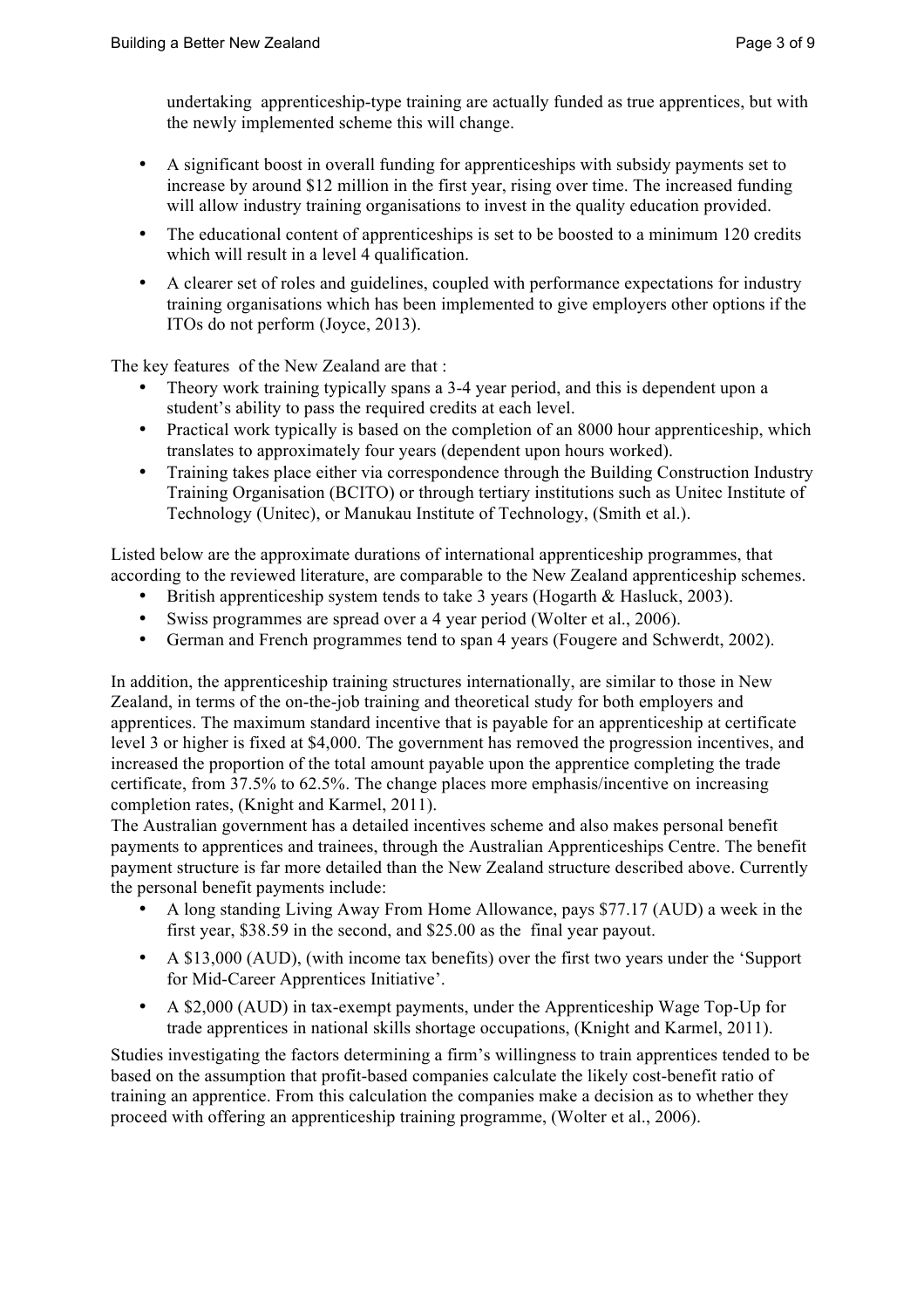undertaking apprenticeship-type training are actually funded as true apprentices, but with the newly implemented scheme this will change.

- A significant boost in overall funding for apprenticeships with subsidy payments set to increase by around $12 million in the first year, rising over time. The increased funding will allow industry training organisations to invest in the quality education provided.
- The educational content of apprenticeships is set to be boosted to a minimum 120 credits which will result in a level 4 qualification.
- A clearer set of roles and guidelines, coupled with performance expectations for industry training organisations which has been implemented to give employers other options if the ITOs do not perform (Joyce, 2013).

The key features of the New Zealand are that :

- Theory work training typically spans a 3-4 year period, and this is dependent upon a student's ability to pass the required credits at each level.
- Practical work typically is based on the completion of an 8000 hour apprenticeship, which translates to approximately four years (dependent upon hours worked).
- Training takes place either via correspondence through the Building Construction Industry Training Organisation (BCITO) or through tertiary institutions such as Unitec Institute of Technology (Unitec), or Manukau Institute of Technology, (Smith et al.).

Listed below are the approximate durations of international apprenticeship programmes, that according to the reviewed literature, are comparable to the New Zealand apprenticeship schemes.

- British apprenticeship system tends to take 3 years (Hogarth & Hasluck, 2003).
- Swiss programmes are spread over a 4 year period (Wolter et al., 2006).
- German and French programmes tend to span 4 years (Fougere and Schwerdt, 2002).

In addition, the apprenticeship training structures internationally, are similar to those in New Zealand, in terms of the on-the-job training and theoretical study for both employers and apprentices. The maximum standard incentive that is payable for an apprenticeship at certificate level 3 or higher is fixed at $4,000. The government has removed the progression incentives, and increased the proportion of the total amount payable upon the apprentice completing the trade certificate, from 37.5% to 62.5%. The change places more emphasis/incentive on increasing completion rates, (Knight and Karmel, 2011).

The Australian government has a detailed incentives scheme and also makes personal benefit payments to apprentices and trainees, through the Australian Apprenticeships Centre. The benefit payment structure is far more detailed than the New Zealand structure described above. Currently the personal benefit payments include:

- A long standing Living Away From Home Allowance, pays $77.17 (AUD) a week in the first year, $38.59 in the second, and $25.00 as the final year payout.
- A $13,000 (AUD), (with income tax benefits) over the first two years under the 'Support for Mid-Career Apprentices Initiative'.
- A $2,000 (AUD) in tax-exempt payments, under the Apprenticeship Wage Top-Up for trade apprentices in national skills shortage occupations, (Knight and Karmel, 2011).

Studies investigating the factors determining a firm's willingness to train apprentices tended to be based on the assumption that profit-based companies calculate the likely cost-benefit ratio of training an apprentice. From this calculation the companies make a decision as to whether they proceed with offering an apprenticeship training programme, (Wolter et al., 2006).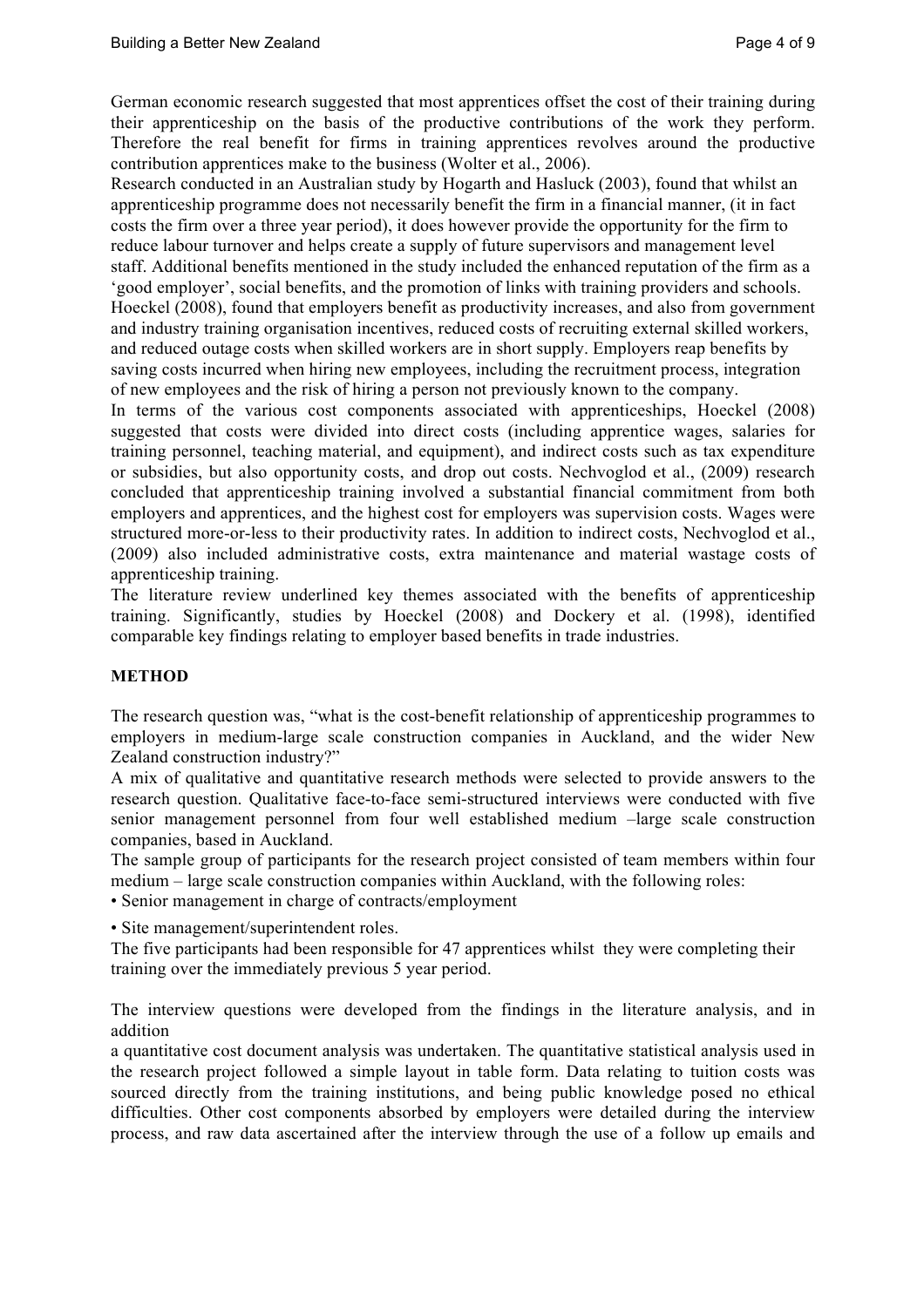German economic research suggested that most apprentices offset the cost of their training during their apprenticeship on the basis of the productive contributions of the work they perform. Therefore the real benefit for firms in training apprentices revolves around the productive contribution apprentices make to the business (Wolter et al., 2006).

Research conducted in an Australian study by Hogarth and Hasluck (2003), found that whilst an apprenticeship programme does not necessarily benefit the firm in a financial manner, (it in fact costs the firm over a three year period), it does however provide the opportunity for the firm to reduce labour turnover and helps create a supply of future supervisors and management level staff. Additional benefits mentioned in the study included the enhanced reputation of the firm as a 'good employer', social benefits, and the promotion of links with training providers and schools.

Hoeckel (2008), found that employers benefit as productivity increases, and also from government and industry training organisation incentives, reduced costs of recruiting external skilled workers, and reduced outage costs when skilled workers are in short supply. Employers reap benefits by saving costs incurred when hiring new employees, including the recruitment process, integration of new employees and the risk of hiring a person not previously known to the company.

In terms of the various cost components associated with apprenticeships, Hoeckel (2008) suggested that costs were divided into direct costs (including apprentice wages, salaries for training personnel, teaching material, and equipment), and indirect costs such as tax expenditure or subsidies, but also opportunity costs, and drop out costs. Nechvoglod et al., (2009) research concluded that apprenticeship training involved a substantial financial commitment from both employers and apprentices, and the highest cost for employers was supervision costs. Wages were structured more-or-less to their productivity rates. In addition to indirect costs, Nechvoglod et al., (2009) also included administrative costs, extra maintenance and material wastage costs of apprenticeship training.

The literature review underlined key themes associated with the benefits of apprenticeship training. Significantly, studies by Hoeckel (2008) and Dockery et al. (1998), identified comparable key findings relating to employer based benefits in trade industries.

**METHOD**

The research question was, "what is the cost-benefit relationship of apprenticeship programmes to employers in medium-large scale construction companies in Auckland, and the wider New Zealand construction industry?"

A mix of qualitative and quantitative research methods were selected to provide answers to the research question. Qualitative face-to-face semi-structured interviews were conducted with five senior management personnel from four well established medium –large scale construction companies, based in Auckland.

The sample group of participants for the research project consisted of team members within four medium – large scale construction companies within Auckland, with the following roles:

- Senior management in charge of contracts/employment
- Site management/superintendent roles.

The five participants had been responsible for 47 apprentices whilst they were completing their training over the immediately previous 5 year period.

The interview questions were developed from the findings in the literature analysis, and in addition a quantitative cost document analysis was undertaken. The quantitative statistical analysis used in the research project followed a simple layout in table form. Data relating to tuition costs was sourced directly from the training institutions, and being public knowledge posed no ethical difficulties. Other cost components absorbed by employers were detailed during the interview process, and raw data ascertained after the interview through the use of a follow up emails and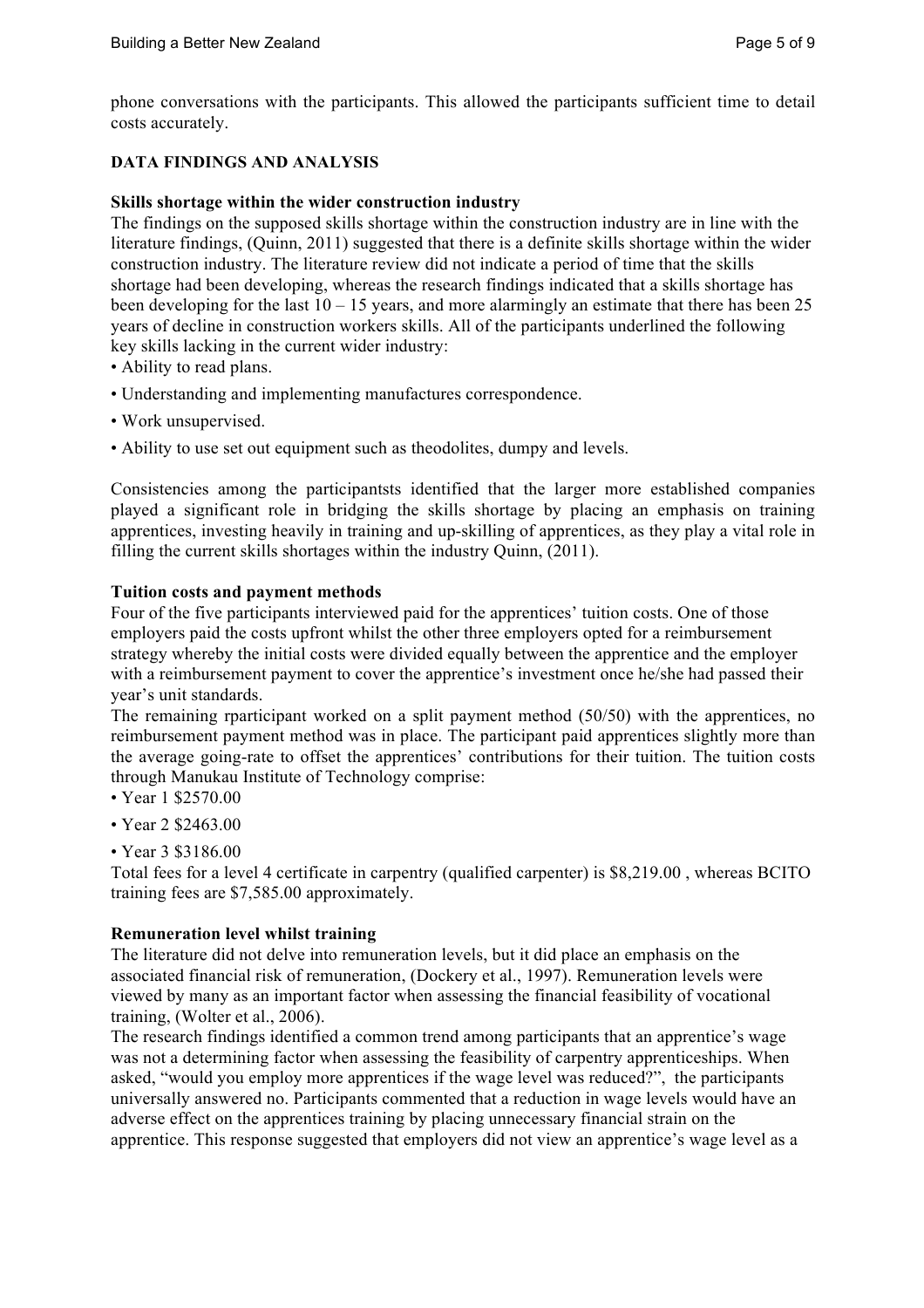phone conversations with the participants. This allowed the participants sufficient time to detail costs accurately.

## DATA FINDINGS AND ANALYSIS

### Skills shortage within the wider construction industry

The findings on the supposed skills shortage within the construction industry are in line with the literature findings, (Quinn, 2011) suggested that there is a definite skills shortage within the wider construction industry. The literature review did not indicate a period of time that the skills shortage had been developing, whereas the research findings indicated that a skills shortage has been developing for the last 10 – 15 years, and more alarmingly an estimate that there has been 25 years of decline in construction workers skills. All of the participants underlined the following key skills lacking in the current wider industry:

- Ability to read plans.
- Understanding and implementing manufactures correspondence.
- Work unsupervised.
- Ability to use set out equipment such as theodolites, dumpy and levels.

Consistencies among the participantsts identified that the larger more established companies played a significant role in bridging the skills shortage by placing an emphasis on training apprentices, investing heavily in training and up-skilling of apprentices, as they play a vital role in filling the current skills shortages within the industry Quinn, (2011).

### Tuition costs and payment methods

Four of the five participants interviewed paid for the apprentices' tuition costs. One of those employers paid the costs upfront whilst the other three employers opted for a reimbursement strategy whereby the initial costs were divided equally between the apprentice and the employer with a reimbursement payment to cover the apprentice's investment once he/she had passed their year's unit standards.

The remaining rparticipant worked on a split payment method (50/50) with the apprentices, no reimbursement payment method was in place. The participant paid apprentices slightly more than the average going-rate to offset the apprentices' contributions for their tuition. The tuition costs through Manukau Institute of Technology comprise:

- Year 1 $2570.00
- Year 2 $2463.00
- Year 3 $3186.00

Total fees for a level 4 certificate in carpentry (qualified carpenter) is $8,219.00 , whereas BCITO training fees are $7,585.00 approximately.

### Remuneration level whilst training

The literature did not delve into remuneration levels, but it did place an emphasis on the associated financial risk of remuneration, (Dockery et al., 1997). Remuneration levels were viewed by many as an important factor when assessing the financial feasibility of vocational training, (Wolter et al., 2006).

The research findings identified a common trend among participants that an apprentice's wage was not a determining factor when assessing the feasibility of carpentry apprenticeships. When asked, "would you employ more apprentices if the wage level was reduced?", the participants universally answered no. Participants commented that a reduction in wage levels would have an adverse effect on the apprentices training by placing unnecessary financial strain on the apprentice. This response suggested that employers did not view an apprentice's wage level as a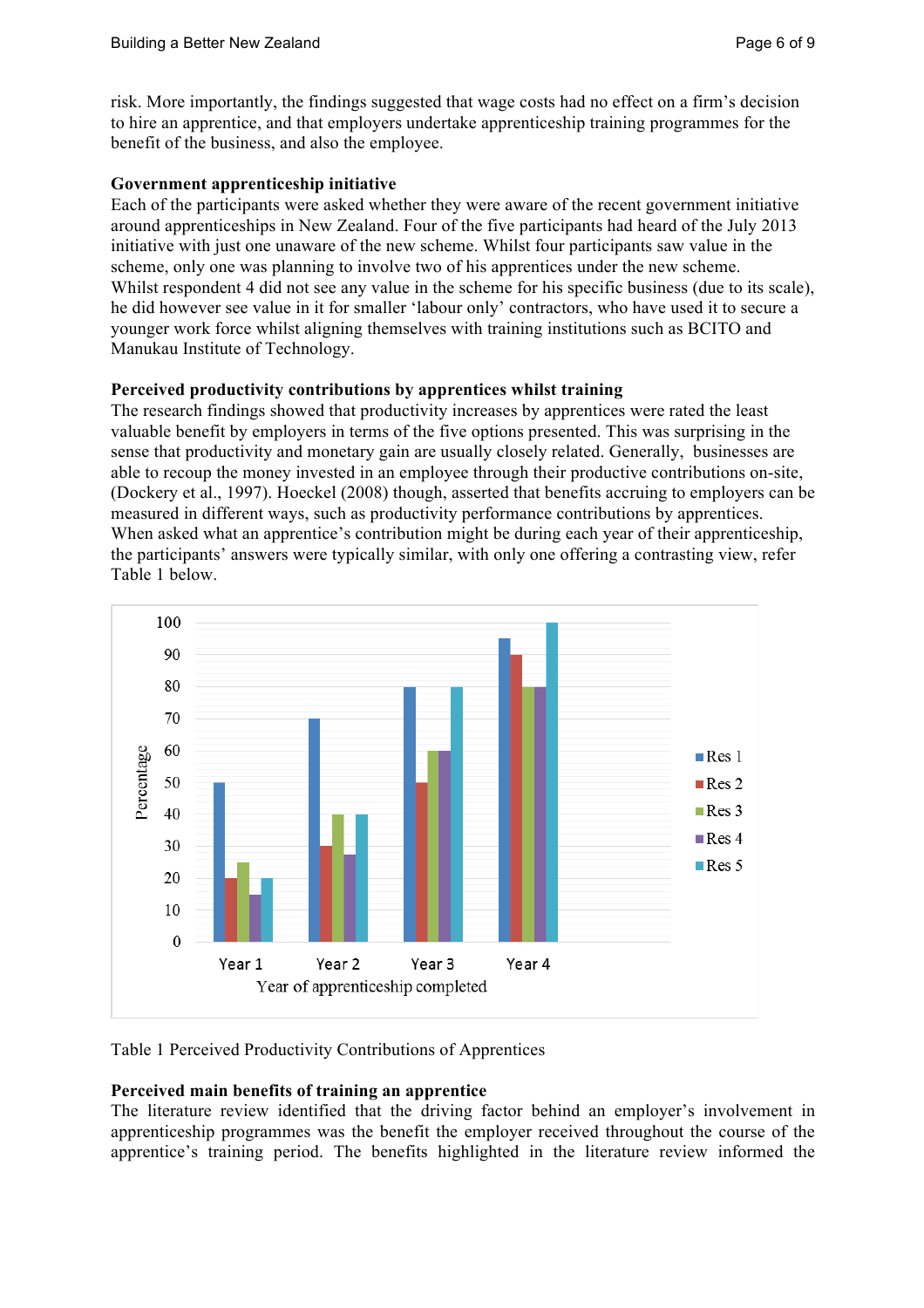risk. More importantly, the findings suggested that wage costs had no effect on a firm's decision to hire an apprentice, and that employers undertake apprenticeship training programmes for the benefit of the business, and also the employee.

**Government apprenticeship initiative**

Each of the participants were asked whether they were aware of the recent government initiative around apprenticeships in New Zealand. Four of the five participants had heard of the July 2013 initiative with just one unaware of the new scheme. Whilst four participants saw value in the scheme, only one was planning to involve two of his apprentices under the new scheme.
Whilst respondent 4 did not see any value in the scheme for his specific business (due to its scale), he did however see value in it for smaller 'labour only' contractors, who have used it to secure a younger work force whilst aligning themselves with training institutions such as BCITO and Manukau Institute of Technology.

**Perceived productivity contributions by apprentices whilst training**

The research findings showed that productivity increases by apprentices were rated the least valuable benefit by employers in terms of the five options presented. This was surprising in the sense that productivity and monetary gain are usually closely related. Generally, businesses are able to recoup the money invested in an employee through their productive contributions on-site, (Dockery et al., 1997). Hoeckel (2008) though, asserted that benefits accruing to employers can be measured in different ways, such as productivity performance contributions by apprentices. When asked what an apprentice's contribution might be during each year of their apprenticeship, the participants' answers were typically similar, with only one offering a contrasting view, refer Table 1 below.

| Year of apprenticeship completed | Res 1 | Res 2 | Res 3 | Res 4 | Res 5 |
|---|---|---|---|---|---|
| Year 1 | 50 | 20 | 25 | 15 | 20 |
| Year 2 | 70 | 30 | 40 | 27.5 | 40 |
| Year 3 | 80 | 50 | 60 | 60 | 80 |
| Year 4 | 95 | 90 | 80 | 80 | 100 |

Table 1 Perceived Productivity Contributions of Apprentices

**Perceived main benefits of training an apprentice**

The literature review identified that the driving factor behind an employer's involvement in apprenticeship programmes was the benefit the employer received throughout the course of the apprentice's training period. The benefits highlighted in the literature review informed the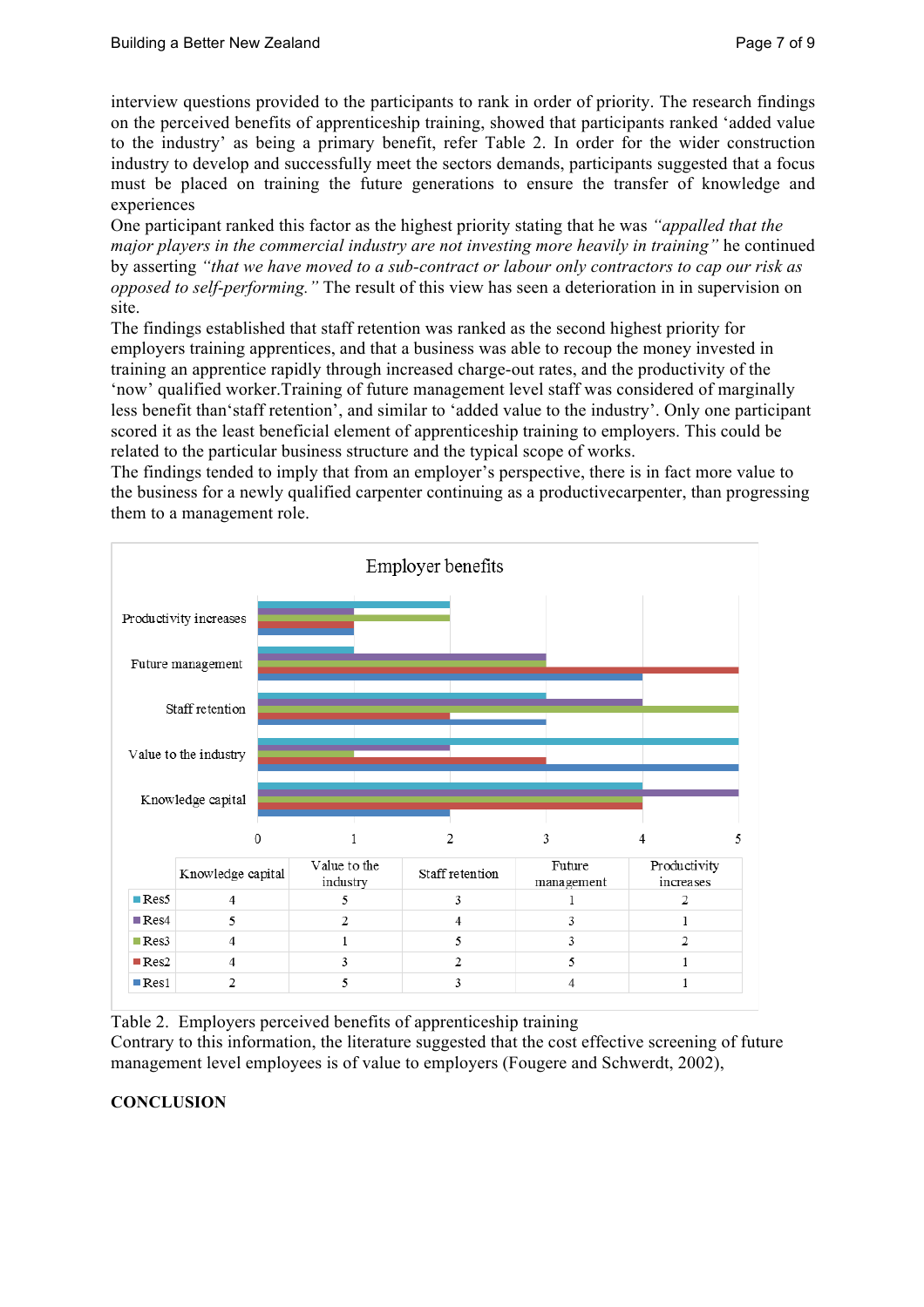interview questions provided to the participants to rank in order of priority. The research findings on the perceived benefits of apprenticeship training, showed that participants ranked 'added value to the industry' as being a primary benefit, refer Table 2. In order for the wider construction industry to develop and successfully meet the sectors demands, participants suggested that a focus must be placed on training the future generations to ensure the transfer of knowledge and experiences

One participant ranked this factor as the highest priority stating that he was *"appalled that the major players in the commercial industry are not investing more heavily in training"* he continued by asserting *"that we have moved to a sub-contract or labour only contractors to cap our risk as opposed to self-performing."* The result of this view has seen a deterioration in in supervision on site.

The findings established that staff retention was ranked as the second highest priority for employers training apprentices, and that a business was able to recoup the money invested in training an apprentice rapidly through increased charge-out rates, and the productivity of the 'now' qualified worker.Training of future management level staff was considered of marginally less benefit than'staff retention', and similar to 'added value to the industry'. Only one participant scored it as the least beneficial element of apprenticeship training to employers. This could be related to the particular business structure and the typical scope of works.

The findings tended to imply that from an employer's perspective, there is in fact more value to the business for a newly qualified carpenter continuing as a productivecarpenter, than progressing them to a management role.

Employer benefits

| | Knowledge capital | Value to the industry | Staff retention | Future management | Productivity increases |
|---|---|---|---|---|---|
| Res5 | 4 | 5 | 3 | 1 | 2 |
| Res4 | 5 | 2 | 4 | 3 | 1 |
| Res3 | 4 | 1 | 5 | 3 | 2 |
| Res2 | 4 | 3 | 2 | 5 | 1 |
| Res1 | 2 | 5 | 3 | 4 | 1 |

Table 2. Employers perceived benefits of apprenticeship training

Contrary to this information, the literature suggested that the cost effective screening of future management level employees is of value to employers (Fougere and Schwerdt, 2002),

**CONCLUSION**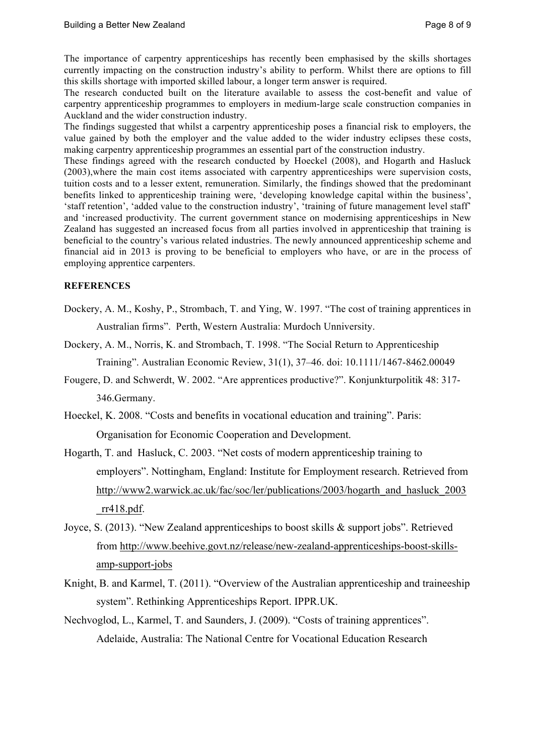The importance of carpentry apprenticeships has recently been emphasised by the skills shortages currently impacting on the construction industry's ability to perform. Whilst there are options to fill this skills shortage with imported skilled labour, a longer term answer is required.

The research conducted built on the literature available to assess the cost-benefit and value of carpentry apprenticeship programmes to employers in medium-large scale construction companies in Auckland and the wider construction industry.

The findings suggested that whilst a carpentry apprenticeship poses a financial risk to employers, the value gained by both the employer and the value added to the wider industry eclipses these costs, making carpentry apprenticeship programmes an essential part of the construction industry.

These findings agreed with the research conducted by Hoeckel (2008), and Hogarth and Hasluck (2003),where the main cost items associated with carpentry apprenticeships were supervision costs, tuition costs and to a lesser extent, remuneration. Similarly, the findings showed that the predominant benefits linked to apprenticeship training were, 'developing knowledge capital within the business', 'staff retention', 'added value to the construction industry', 'training of future management level staff' and 'increased productivity. The current government stance on modernising apprenticeships in New Zealand has suggested an increased focus from all parties involved in apprenticeship that training is beneficial to the country's various related industries. The newly announced apprenticeship scheme and financial aid in 2013 is proving to be beneficial to employers who have, or are in the process of employing apprentice carpenters.

## REFERENCES

Dockery, A. M., Koshy, P., Strombach, T. and Ying, W. 1997. "The cost of training apprentices in Australian firms". Perth, Western Australia: Murdoch Unniversity.

Dockery, A. M., Norris, K. and Strombach, T. 1998. "The Social Return to Apprenticeship Training". Australian Economic Review, 31(1), 37–46. doi: 10.1111/1467-8462.00049

Fougere, D. and Schwerdt, W. 2002. "Are apprentices productive?". Konjunkturpolitik 48: 317-346.Germany.

Hoeckel, K. 2008. "Costs and benefits in vocational education and training". Paris: Organisation for Economic Cooperation and Development.

Hogarth, T. and Hasluck, C. 2003. "Net costs of modern apprenticeship training to employers". Nottingham, England: Institute for Employment research. Retrieved from http://www2.warwick.ac.uk/fac/soc/ler/publications/2003/hogarth_and_hasluck_2003_rr418.pdf.

Joyce, S. (2013). "New Zealand apprenticeships to boost skills & support jobs". Retrieved from http://www.beehive.govt.nz/release/new-zealand-apprenticeships-boost-skills-amp-support-jobs

Knight, B. and Karmel, T. (2011). "Overview of the Australian apprenticeship and traineeship system". Rethinking Apprenticeships Report. IPPR.UK.

Nechvoglod, L., Karmel, T. and Saunders, J. (2009). "Costs of training apprentices". Adelaide, Australia: The National Centre for Vocational Education Research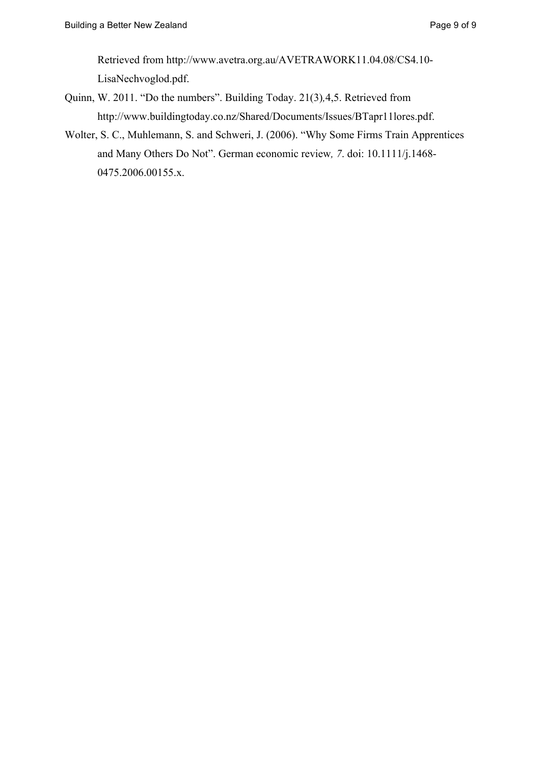Retrieved from http://www.avetra.org.au/AVETRAWORK11.04.08/CS4.10-LisaNechvoglod.pdf.

Quinn, W. 2011. “Do the numbers”. Building Today. 21(3)*,*4,5. Retrieved from http://www.buildingtoday.co.nz/Shared/Documents/Issues/BTapr11lores.pdf.

Wolter, S. C., Muhlemann, S. and Schweri, J. (2006). “Why Some Firms Train Apprentices and Many Others Do Not”. German economic review*, 7*. doi: 10.1111/j.1468-0475.2006.00155.x.